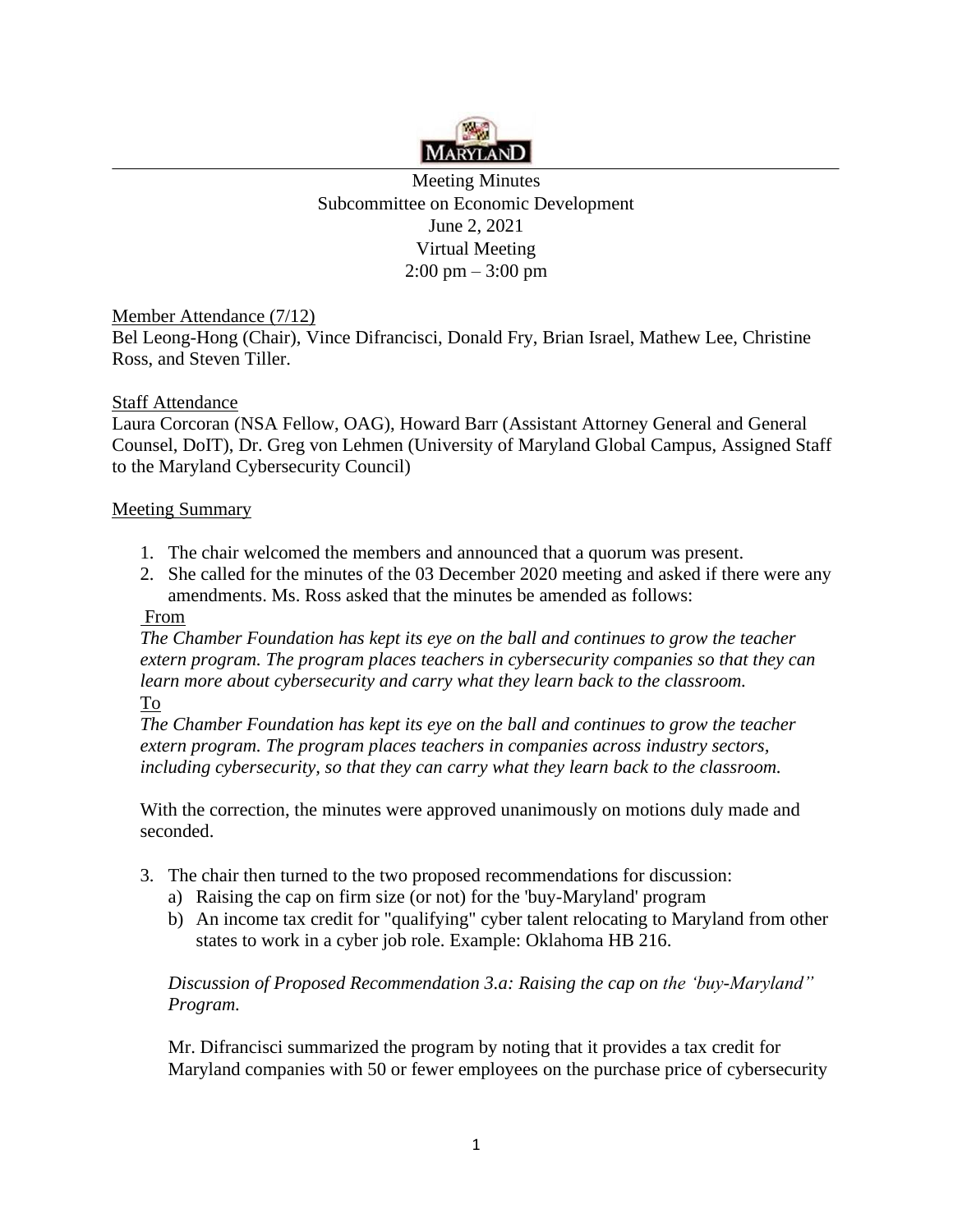MARYLAND

Meeting Minutes
Subcommittee on Economic Development
June 2, 2021
Virtual Meeting
2:00 pm – 3:00 pm

Member Attendance (7/12)

Bel Leong-Hong (Chair), Vince Difrancisci, Donald Fry, Brian Israel, Mathew Lee, Christine Ross, and Steven Tiller.

Staff Attendance

Laura Corcoran (NSA Fellow, OAG), Howard Barr (Assistant Attorney General and General Counsel, DoIT), Dr. Greg von Lehmen (University of Maryland Global Campus, Assigned Staff to the Maryland Cybersecurity Council)

Meeting Summary

1. The chair welcomed the members and announced that a quorum was present.
2. She called for the minutes of the 03 December 2020 meeting and asked if there were any amendments. Ms. Ross asked that the minutes be amended as follows:

   From

   *The Chamber Foundation has kept its eye on the ball and continues to grow the teacher extern program. The program places teachers in cybersecurity companies so that they can learn more about cybersecurity and carry what they learn back to the classroom.*

   To

   *The Chamber Foundation has kept its eye on the ball and continues to grow the teacher extern program. The program places teachers in companies across industry sectors, including cybersecurity, so that they can carry what they learn back to the classroom.*

   With the correction, the minutes were approved unanimously on motions duly made and seconded.

3. The chair then turned to the two proposed recommendations for discussion:
   a) Raising the cap on firm size (or not) for the 'buy-Maryland' program
   b) An income tax credit for "qualifying" cyber talent relocating to Maryland from other states to work in a cyber job role. Example: Oklahoma HB 216.

   *Discussion of Proposed Recommendation 3.a: Raising the cap on the 'buy-Maryland" Program.*

   Mr. Difrancisci summarized the program by noting that it provides a tax credit for Maryland companies with 50 or fewer employees on the purchase price of cybersecurity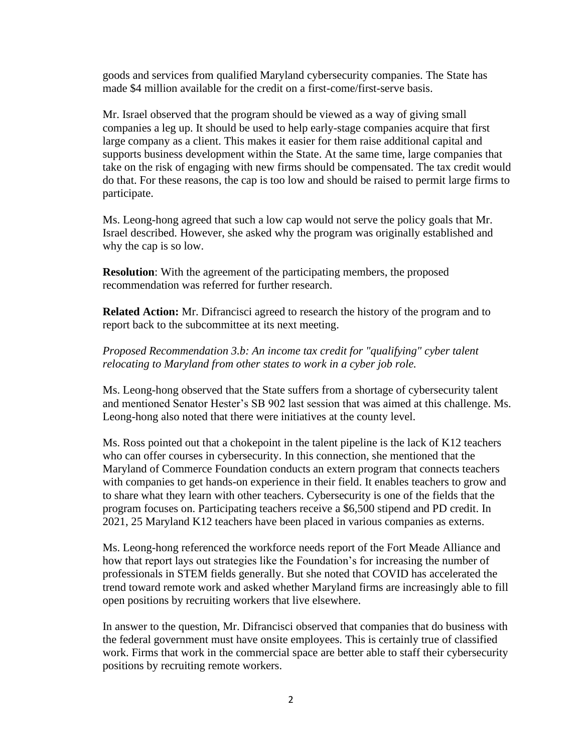goods and services from qualified Maryland cybersecurity companies. The State has made $4 million available for the credit on a first-come/first-serve basis.

Mr. Israel observed that the program should be viewed as a way of giving small companies a leg up. It should be used to help early-stage companies acquire that first large company as a client. This makes it easier for them raise additional capital and supports business development within the State. At the same time, large companies that take on the risk of engaging with new firms should be compensated. The tax credit would do that. For these reasons, the cap is too low and should be raised to permit large firms to participate.

Ms. Leong-hong agreed that such a low cap would not serve the policy goals that Mr. Israel described. However, she asked why the program was originally established and why the cap is so low.

**Resolution**: With the agreement of the participating members, the proposed recommendation was referred for further research.

**Related Action:** Mr. Difrancisci agreed to research the history of the program and to report back to the subcommittee at its next meeting.

*Proposed Recommendation 3.b: An income tax credit for "qualifying" cyber talent relocating to Maryland from other states to work in a cyber job role.*

Ms. Leong-hong observed that the State suffers from a shortage of cybersecurity talent and mentioned Senator Hester's SB 902 last session that was aimed at this challenge. Ms. Leong-hong also noted that there were initiatives at the county level.

Ms. Ross pointed out that a chokepoint in the talent pipeline is the lack of K12 teachers who can offer courses in cybersecurity. In this connection, she mentioned that the Maryland of Commerce Foundation conducts an extern program that connects teachers with companies to get hands-on experience in their field. It enables teachers to grow and to share what they learn with other teachers. Cybersecurity is one of the fields that the program focuses on. Participating teachers receive a $6,500 stipend and PD credit. In 2021, 25 Maryland K12 teachers have been placed in various companies as externs.

Ms. Leong-hong referenced the workforce needs report of the Fort Meade Alliance and how that report lays out strategies like the Foundation's for increasing the number of professionals in STEM fields generally. But she noted that COVID has accelerated the trend toward remote work and asked whether Maryland firms are increasingly able to fill open positions by recruiting workers that live elsewhere.

In answer to the question, Mr. Difrancisci observed that companies that do business with the federal government must have onsite employees. This is certainly true of classified work. Firms that work in the commercial space are better able to staff their cybersecurity positions by recruiting remote workers.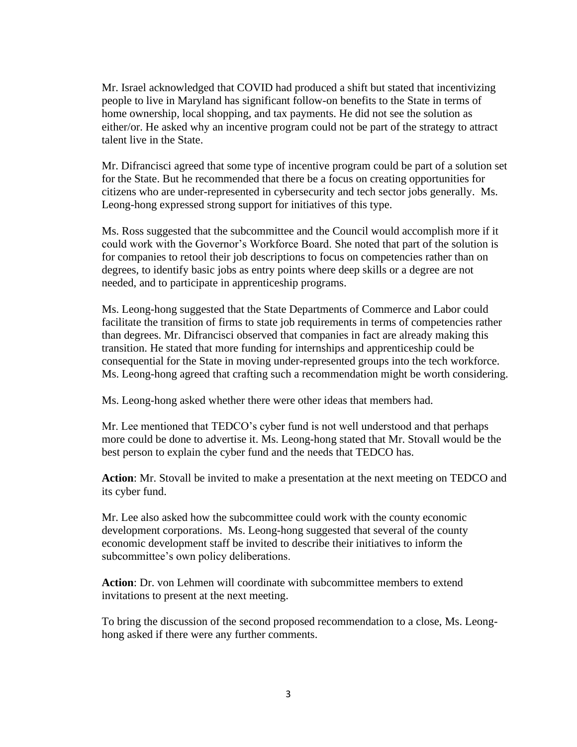Mr. Israel acknowledged that COVID had produced a shift but stated that incentivizing people to live in Maryland has significant follow-on benefits to the State in terms of home ownership, local shopping, and tax payments. He did not see the solution as either/or. He asked why an incentive program could not be part of the strategy to attract talent live in the State.

Mr. Difrancisci agreed that some type of incentive program could be part of a solution set for the State. But he recommended that there be a focus on creating opportunities for citizens who are under-represented in cybersecurity and tech sector jobs generally. Ms. Leong-hong expressed strong support for initiatives of this type.

Ms. Ross suggested that the subcommittee and the Council would accomplish more if it could work with the Governor's Workforce Board. She noted that part of the solution is for companies to retool their job descriptions to focus on competencies rather than on degrees, to identify basic jobs as entry points where deep skills or a degree are not needed, and to participate in apprenticeship programs.

Ms. Leong-hong suggested that the State Departments of Commerce and Labor could facilitate the transition of firms to state job requirements in terms of competencies rather than degrees. Mr. Difrancisci observed that companies in fact are already making this transition. He stated that more funding for internships and apprenticeship could be consequential for the State in moving under-represented groups into the tech workforce. Ms. Leong-hong agreed that crafting such a recommendation might be worth considering.

Ms. Leong-hong asked whether there were other ideas that members had.

Mr. Lee mentioned that TEDCO's cyber fund is not well understood and that perhaps more could be done to advertise it. Ms. Leong-hong stated that Mr. Stovall would be the best person to explain the cyber fund and the needs that TEDCO has.

**Action**: Mr. Stovall be invited to make a presentation at the next meeting on TEDCO and its cyber fund.

Mr. Lee also asked how the subcommittee could work with the county economic development corporations. Ms. Leong-hong suggested that several of the county economic development staff be invited to describe their initiatives to inform the subcommittee's own policy deliberations.

**Action**: Dr. von Lehmen will coordinate with subcommittee members to extend invitations to present at the next meeting.

To bring the discussion of the second proposed recommendation to a close, Ms. Leong-hong asked if there were any further comments.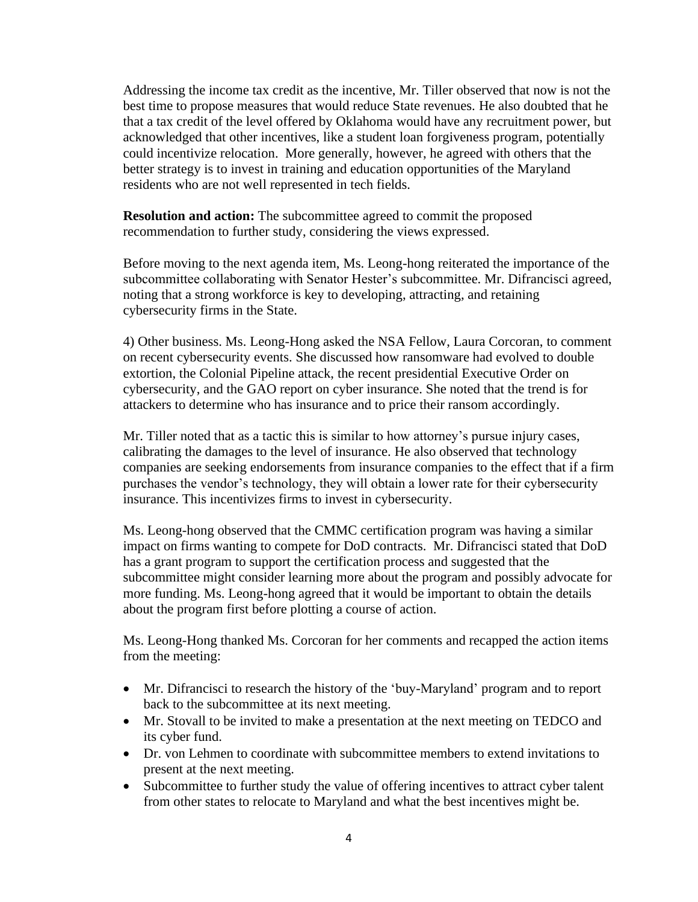Addressing the income tax credit as the incentive, Mr. Tiller observed that now is not the best time to propose measures that would reduce State revenues. He also doubted that he that a tax credit of the level offered by Oklahoma would have any recruitment power, but acknowledged that other incentives, like a student loan forgiveness program, potentially could incentivize relocation. More generally, however, he agreed with others that the better strategy is to invest in training and education opportunities of the Maryland residents who are not well represented in tech fields.

**Resolution and action:** The subcommittee agreed to commit the proposed recommendation to further study, considering the views expressed.

Before moving to the next agenda item, Ms. Leong-hong reiterated the importance of the subcommittee collaborating with Senator Hester's subcommittee. Mr. Difrancisci agreed, noting that a strong workforce is key to developing, attracting, and retaining cybersecurity firms in the State.

4) Other business. Ms. Leong-Hong asked the NSA Fellow, Laura Corcoran, to comment on recent cybersecurity events. She discussed how ransomware had evolved to double extortion, the Colonial Pipeline attack, the recent presidential Executive Order on cybersecurity, and the GAO report on cyber insurance. She noted that the trend is for attackers to determine who has insurance and to price their ransom accordingly.

Mr. Tiller noted that as a tactic this is similar to how attorney's pursue injury cases, calibrating the damages to the level of insurance. He also observed that technology companies are seeking endorsements from insurance companies to the effect that if a firm purchases the vendor's technology, they will obtain a lower rate for their cybersecurity insurance. This incentivizes firms to invest in cybersecurity.

Ms. Leong-hong observed that the CMMC certification program was having a similar impact on firms wanting to compete for DoD contracts. Mr. Difrancisci stated that DoD has a grant program to support the certification process and suggested that the subcommittee might consider learning more about the program and possibly advocate for more funding. Ms. Leong-hong agreed that it would be important to obtain the details about the program first before plotting a course of action.

Ms. Leong-Hong thanked Ms. Corcoran for her comments and recapped the action items from the meeting:

- Mr. Difrancisci to research the history of the 'buy-Maryland' program and to report back to the subcommittee at its next meeting.
- Mr. Stovall to be invited to make a presentation at the next meeting on TEDCO and its cyber fund.
- Dr. von Lehmen to coordinate with subcommittee members to extend invitations to present at the next meeting.
- Subcommittee to further study the value of offering incentives to attract cyber talent from other states to relocate to Maryland and what the best incentives might be.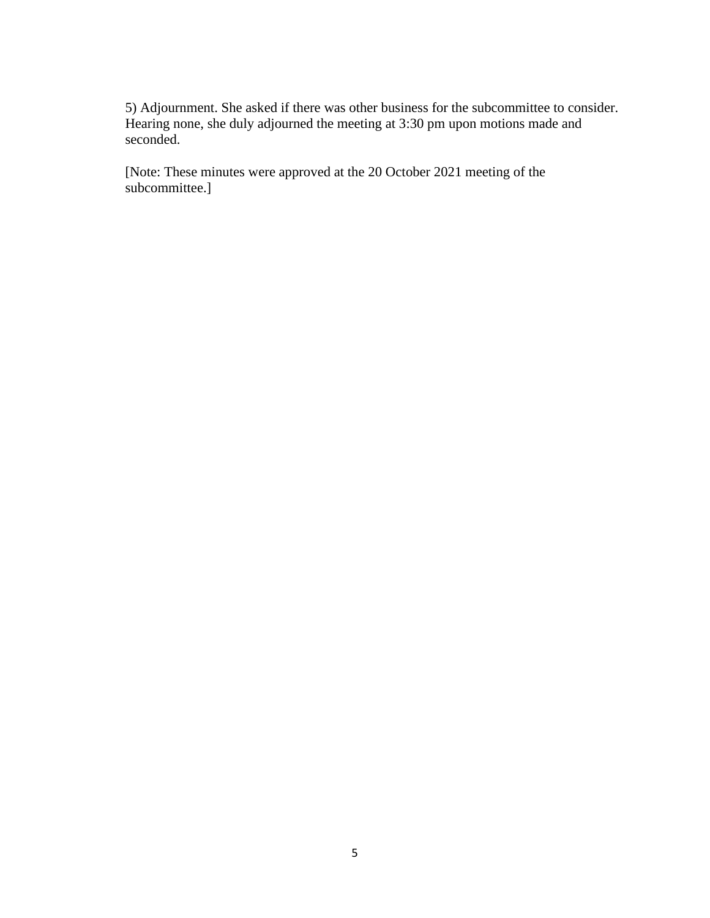5) Adjournment. She asked if there was other business for the subcommittee to consider. Hearing none, she duly adjourned the meeting at 3:30 pm upon motions made and seconded.

[Note: These minutes were approved at the 20 October 2021 meeting of the subcommittee.]